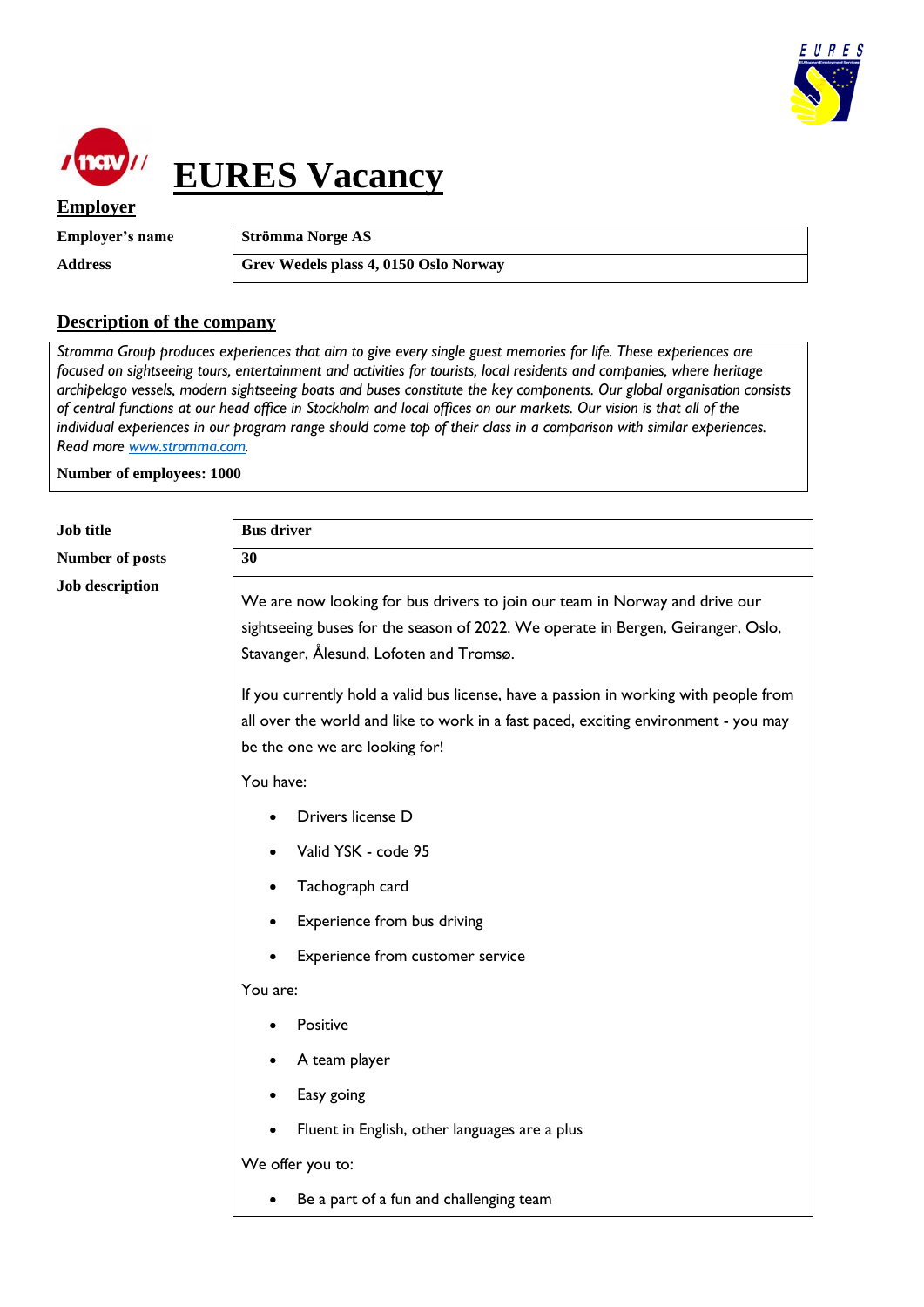# EURES Vacancy

## Employer

| | |
|---|---|
| **Employer's name** | **Strömma Norge AS** |
| **Address** | **Grev Wedels plass 4, 0150 Oslo Norway** |

## Description of the company

*Stromma Group produces experiences that aim to give every single guest memories for life. These experiences are focused on sightseeing tours, entertainment and activities for tourists, local residents and companies, where heritage archipelago vessels, modern sightseeing boats and buses constitute the key components. Our global organisation consists of central functions at our head office in Stockholm and local offices on our markets. Our vision is that all of the individual experiences in our program range should come top of their class in a comparison with similar experiences. Read more [www.stromma.com](http://www.stromma.com).*

**Number of employees: 1000**

| | |
|---|---|
| **Job title** | **Bus driver** |
| **Number of posts** | **30** |

**Job description**

We are now looking for bus drivers to join our team in Norway and drive our sightseeing buses for the season of 2022. We operate in Bergen, Geiranger, Oslo, Stavanger, Ålesund, Lofoten and Tromsø.

If you currently hold a valid bus license, have a passion in working with people from all over the world and like to work in a fast paced, exciting environment - you may be the one we are looking for!

You have:

- Drivers license D
- Valid YSK - code 95
- Tachograph card
- Experience from bus driving
- Experience from customer service

You are:

- Positive
- A team player
- Easy going
- Fluent in English, other languages are a plus

We offer you to:

- Be a part of a fun and challenging team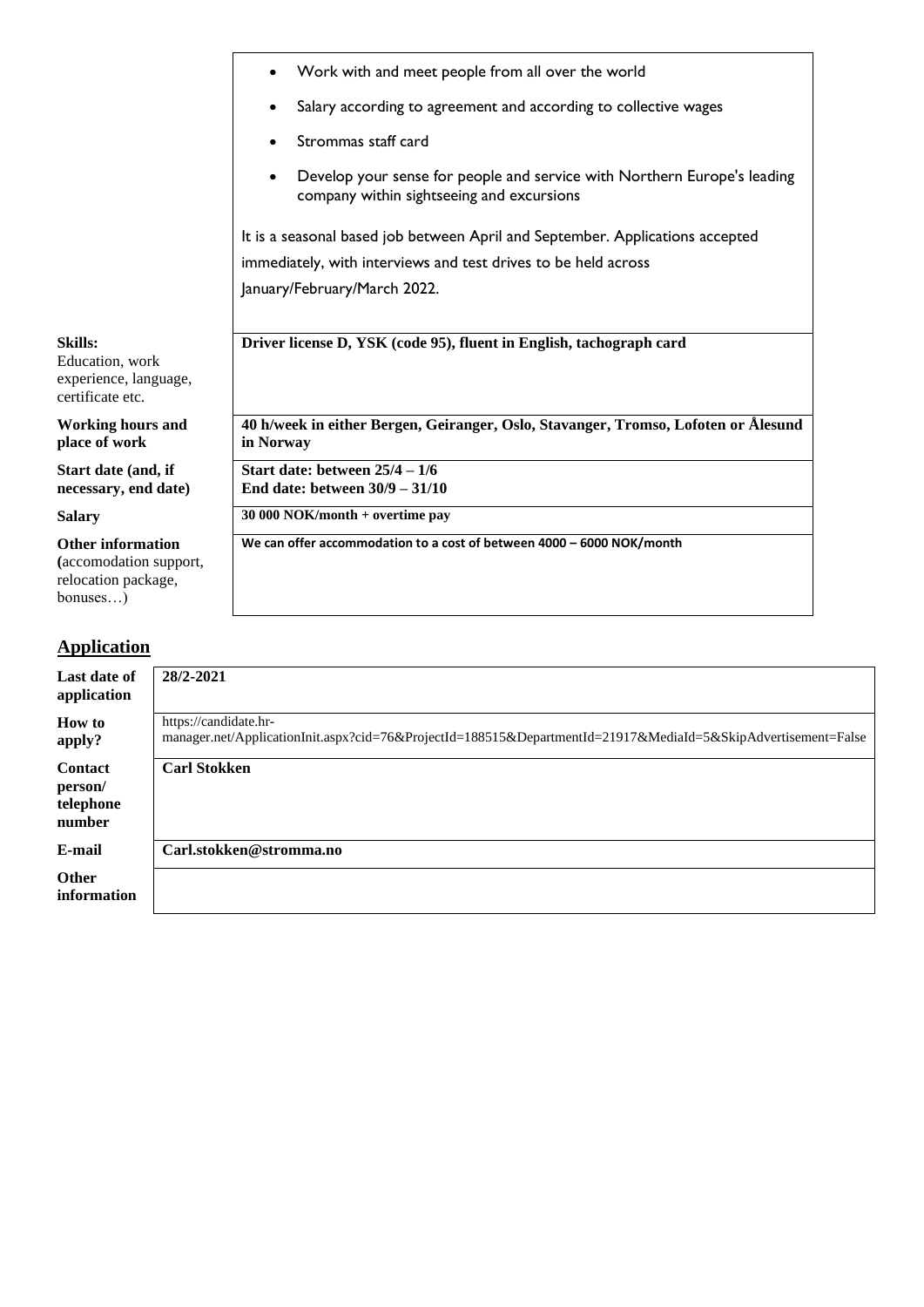| | |
|---|---|
| | - Work with and meet people from all over the world<br>- Salary according to agreement and according to collective wages<br>- Strommas staff card<br>- Develop your sense for people and service with Northern Europe's leading company within sightseeing and excursions<br><br>It is a seasonal based job between April and September. Applications accepted immediately, with interviews and test drives to be held across January/February/March 2022. |
| **Skills:** Education, work experience, language, certificate etc. | **Driver license D, YSK (code 95), fluent in English, tachograph card** |
| **Working hours and place of work** | **40 h/week in either Bergen, Geiranger, Oslo, Stavanger, Tromso, Lofoten or Ålesund in Norway** |
| **Start date (and, if necessary, end date)** | **Start date: between 25/4 – 1/6**<br>**End date: between 30/9 – 31/10** |
| **Salary** | **30 000 NOK/month + overtime pay** |
| **Other information (**accomodation support, relocation package, bonuses…) | **We can offer accommodation to a cost of between 4000 – 6000 NOK/month** |

## Application

| | |
|---|---|
| **Last date of application** | **28/2-2021** |
| **How to apply?** | https://candidate.hr-manager.net/ApplicationInit.aspx?cid=76&ProjectId=188515&DepartmentId=21917&MediaId=5&SkipAdvertisement=False |
| **Contact person/ telephone number** | **Carl Stokken** |
| **E-mail** | **Carl.stokken@stromma.no** |
| **Other information** | |